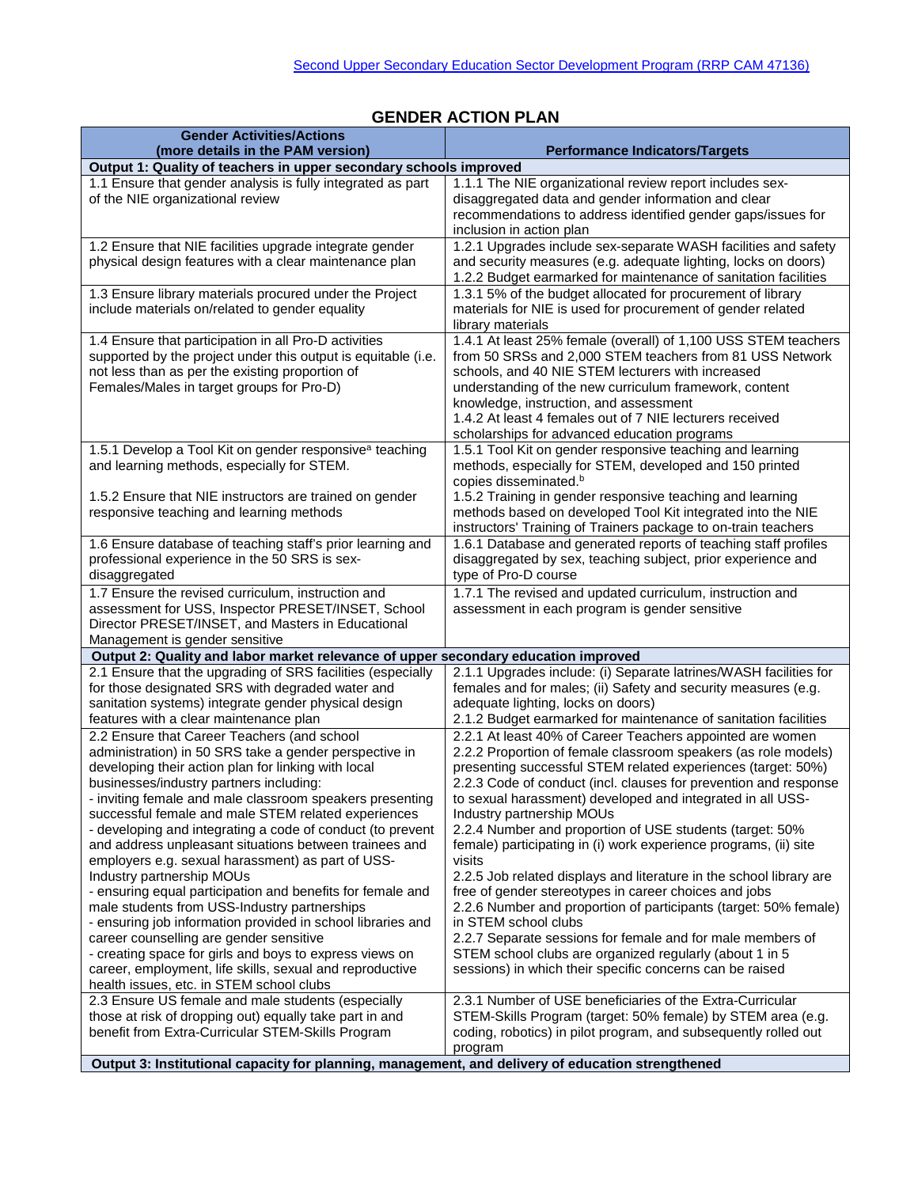Second Upper Secondary Education Sector Development Program (RRP CAM 47136)

# GENDER ACTION PLAN

| Gender Activities/Actions (more details in the PAM version) | Performance Indicators/Targets |
|---|---|
| **Output 1: Quality of teachers in upper secondary schools improved** | |
| 1.1 Ensure that gender analysis is fully integrated as part of the NIE organizational review | 1.1.1 The NIE organizational review report includes sex-disaggregated data and gender information and clear recommendations to address identified gender gaps/issues for inclusion in action plan |
| 1.2 Ensure that NIE facilities upgrade integrate gender physical design features with a clear maintenance plan | 1.2.1 Upgrades include sex-separate WASH facilities and safety and security measures (e.g. adequate lighting, locks on doors)<br>1.2.2 Budget earmarked for maintenance of sanitation facilities |
| 1.3 Ensure library materials procured under the Project include materials on/related to gender equality | 1.3.1 5% of the budget allocated for procurement of library materials for NIE is used for procurement of gender related library materials |
| 1.4 Ensure that participation in all Pro-D activities supported by the project under this output is equitable (i.e. not less than as per the existing proportion of Females/Males in target groups for Pro-D) | 1.4.1 At least 25% female (overall) of 1,100 USS STEM teachers from 50 SRSs and 2,000 STEM teachers from 81 USS Network schools, and 40 NIE STEM lecturers with increased understanding of the new curriculum framework, content knowledge, instruction, and assessment<br>1.4.2 At least 4 females out of 7 NIE lecturers received scholarships for advanced education programs |
| 1.5.1 Develop a Tool Kit on gender responsive[a] teaching and learning methods, especially for STEM.<br><br>1.5.2 Ensure that NIE instructors are trained on gender responsive teaching and learning methods | 1.5.1 Tool Kit on gender responsive teaching and learning methods, especially for STEM, developed and 150 printed copies disseminated.[b]<br>1.5.2 Training in gender responsive teaching and learning methods based on developed Tool Kit integrated into the NIE instructors' Training of Trainers package to on-train teachers |
| 1.6 Ensure database of teaching staff's prior learning and professional experience in the 50 SRS is sex-disaggregated | 1.6.1 Database and generated reports of teaching staff profiles disaggregated by sex, teaching subject, prior experience and type of Pro-D course |
| 1.7 Ensure the revised curriculum, instruction and assessment for USS, Inspector PRESET/INSET, School Director PRESET/INSET, and Masters in Educational Management is gender sensitive | 1.7.1 The revised and updated curriculum, instruction and assessment in each program is gender sensitive |
| **Output 2: Quality and labor market relevance of upper secondary education improved** | |
| 2.1 Ensure that the upgrading of SRS facilities (especially for those designated SRS with degraded water and sanitation systems) integrate gender physical design features with a clear maintenance plan | 2.1.1 Upgrades include: (i) Separate latrines/WASH facilities for females and for males; (ii) Safety and security measures (e.g. adequate lighting, locks on doors)<br>2.1.2 Budget earmarked for maintenance of sanitation facilities |
| 2.2 Ensure that Career Teachers (and school administration) in 50 SRS take a gender perspective in developing their action plan for linking with local businesses/industry partners including:<br>- inviting female and male classroom speakers presenting successful female and male STEM related experiences<br>- developing and integrating a code of conduct (to prevent and address unpleasant situations between trainees and employers e.g. sexual harassment) as part of USS-Industry partnership MOUs<br>- ensuring equal participation and benefits for female and male students from USS-Industry partnerships<br>- ensuring job information provided in school libraries and career counselling are gender sensitive<br>- creating space for girls and boys to express views on career, employment, life skills, sexual and reproductive health issues, etc. in STEM school clubs | 2.2.1 At least 40% of Career Teachers appointed are women<br>2.2.2 Proportion of female classroom speakers (as role models) presenting successful STEM related experiences (target: 50%)<br>2.2.3 Code of conduct (incl. clauses for prevention and response to sexual harassment) developed and integrated in all USS-Industry partnership MOUs<br>2.2.4 Number and proportion of USE students (target: 50% female) participating in (i) work experience programs, (ii) site visits<br>2.2.5 Job related displays and literature in the school library are free of gender stereotypes in career choices and jobs<br>2.2.6 Number and proportion of participants (target: 50% female) in STEM school clubs<br>2.2.7 Separate sessions for female and for male members of STEM school clubs are organized regularly (about 1 in 5 sessions) in which their specific concerns can be raised |
| 2.3 Ensure US female and male students (especially those at risk of dropping out) equally take part in and benefit from Extra-Curricular STEM-Skills Program | 2.3.1 Number of USE beneficiaries of the Extra-Curricular STEM-Skills Program (target: 50% female) by STEM area (e.g. coding, robotics) in pilot program, and subsequently rolled out program |
| **Output 3: Institutional capacity for planning, management, and delivery of education strengthened** | |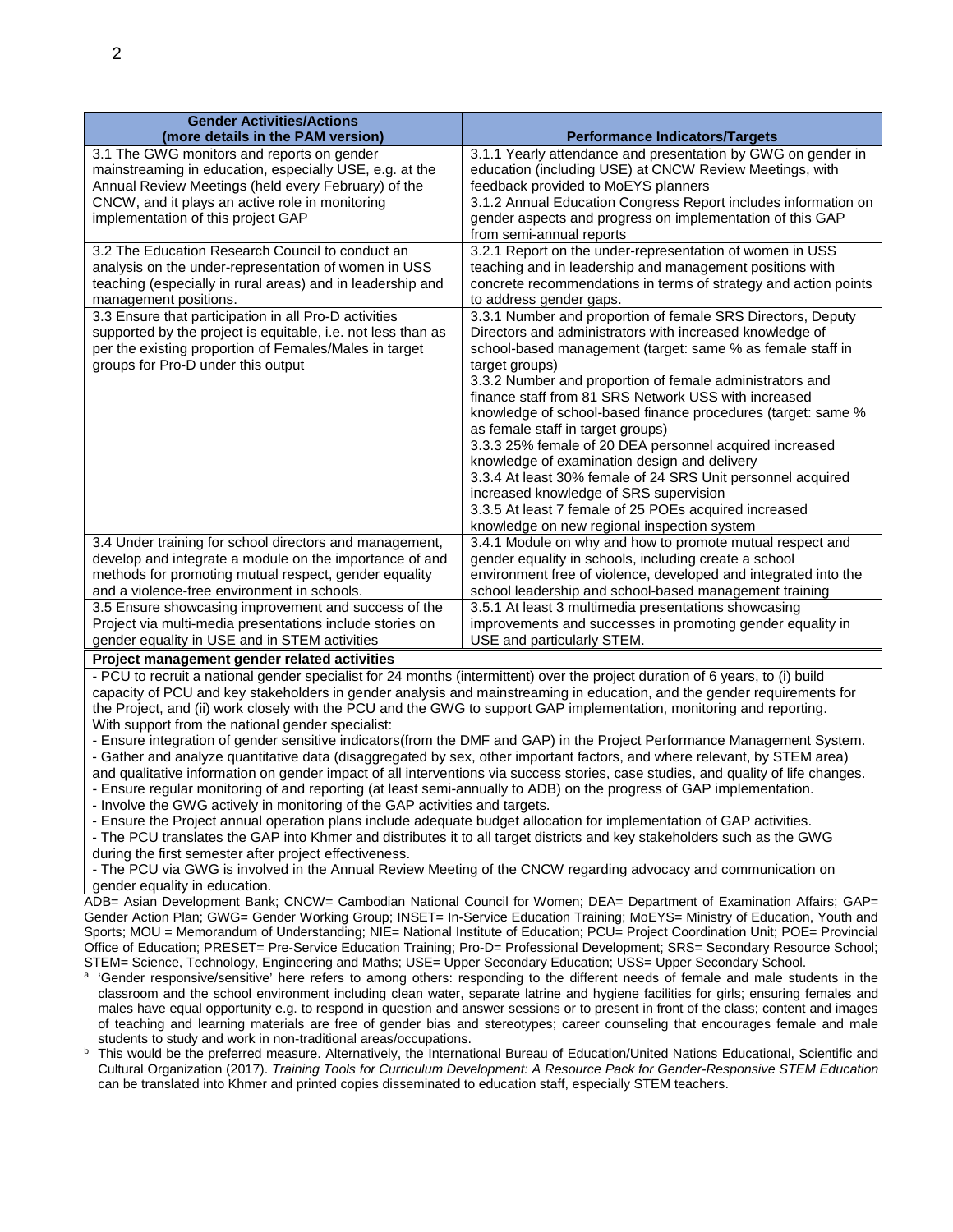| Gender Activities/Actions (more details in the PAM version) | Performance Indicators/Targets |
|---|---|
| 3.1 The GWG monitors and reports on gender mainstreaming in education, especially USE, e.g. at the Annual Review Meetings (held every February) of the CNCW, and it plays an active role in monitoring implementation of this project GAP | 3.1.1 Yearly attendance and presentation by GWG on gender in education (including USE) at CNCW Review Meetings, with feedback provided to MoEYS planners<br>3.1.2 Annual Education Congress Report includes information on gender aspects and progress on implementation of this GAP from semi-annual reports |
| 3.2 The Education Research Council to conduct an analysis on the under-representation of women in USS teaching (especially in rural areas) and in leadership and management positions. | 3.2.1 Report on the under-representation of women in USS teaching and in leadership and management positions with concrete recommendations in terms of strategy and action points to address gender gaps. |
| 3.3 Ensure that participation in all Pro-D activities supported by the project is equitable, i.e. not less than as per the existing proportion of Females/Males in target groups for Pro-D under this output | 3.3.1 Number and proportion of female SRS Directors, Deputy Directors and administrators with increased knowledge of school-based management (target: same % as female staff in target groups)<br>3.3.2 Number and proportion of female administrators and finance staff from 81 SRS Network USS with increased knowledge of school-based finance procedures (target: same % as female staff in target groups)<br>3.3.3 25% female of 20 DEA personnel acquired increased knowledge of examination design and delivery<br>3.3.4 At least 30% female of 24 SRS Unit personnel acquired increased knowledge of SRS supervision<br>3.3.5 At least 7 female of 25 POEs acquired increased knowledge on new regional inspection system |
| 3.4 Under training for school directors and management, develop and integrate a module on the importance of and methods for promoting mutual respect, gender equality and a violence-free environment in schools. | 3.4.1 Module on why and how to promote mutual respect and gender equality in schools, including create a school environment free of violence, developed and integrated into the school leadership and school-based management training |
| 3.5 Ensure showcasing improvement and success of the Project via multi-media presentations include stories on gender equality in USE and in STEM activities | 3.5.1 At least 3 multimedia presentations showcasing improvements and successes in promoting gender equality in USE and particularly STEM. |

**Project management gender related activities**

- PCU to recruit a national gender specialist for 24 months (intermittent) over the project duration of 6 years, to (i) build capacity of PCU and key stakeholders in gender analysis and mainstreaming in education, and the gender requirements for the Project, and (ii) work closely with the PCU and the GWG to support GAP implementation, monitoring and reporting.

With support from the national gender specialist:

- Ensure integration of gender sensitive indicators(from the DMF and GAP) in the Project Performance Management System.
- Gather and analyze quantitative data (disaggregated by sex, other important factors, and where relevant, by STEM area) and qualitative information on gender impact of all interventions via success stories, case studies, and quality of life changes.
- Ensure regular monitoring of and reporting (at least semi-annually to ADB) on the progress of GAP implementation.
- Involve the GWG actively in monitoring of the GAP activities and targets.
- Ensure the Project annual operation plans include adequate budget allocation for implementation of GAP activities.
- The PCU translates the GAP into Khmer and distributes it to all target districts and key stakeholders such as the GWG during the first semester after project effectiveness.
- The PCU via GWG is involved in the Annual Review Meeting of the CNCW regarding advocacy and communication on gender equality in education.

ADB= Asian Development Bank; CNCW= Cambodian National Council for Women; DEA= Department of Examination Affairs; GAP= Gender Action Plan; GWG= Gender Working Group; INSET= In-Service Education Training; MoEYS= Ministry of Education, Youth and Sports; MOU = Memorandum of Understanding; NIE= National Institute of Education; PCU= Project Coordination Unit; POE= Provincial Office of Education; PRESET= Pre-Service Education Training; Pro-D= Professional Development; SRS= Secondary Resource School; STEM= Science, Technology, Engineering and Maths; USE= Upper Secondary Education; USS= Upper Secondary School.

[a] 'Gender responsive/sensitive' here refers to among others: responding to the different needs of female and male students in the classroom and the school environment including clean water, separate latrine and hygiene facilities for girls; ensuring females and males have equal opportunity e.g. to respond in question and answer sessions or to present in front of the class; content and images of teaching and learning materials are free of gender bias and stereotypes; career counseling that encourages female and male students to study and work in non-traditional areas/occupations.

[b] This would be the preferred measure. Alternatively, the International Bureau of Education/United Nations Educational, Scientific and Cultural Organization (2017). *Training Tools for Curriculum Development: A Resource Pack for Gender-Responsive STEM Education* can be translated into Khmer and printed copies disseminated to education staff, especially STEM teachers.